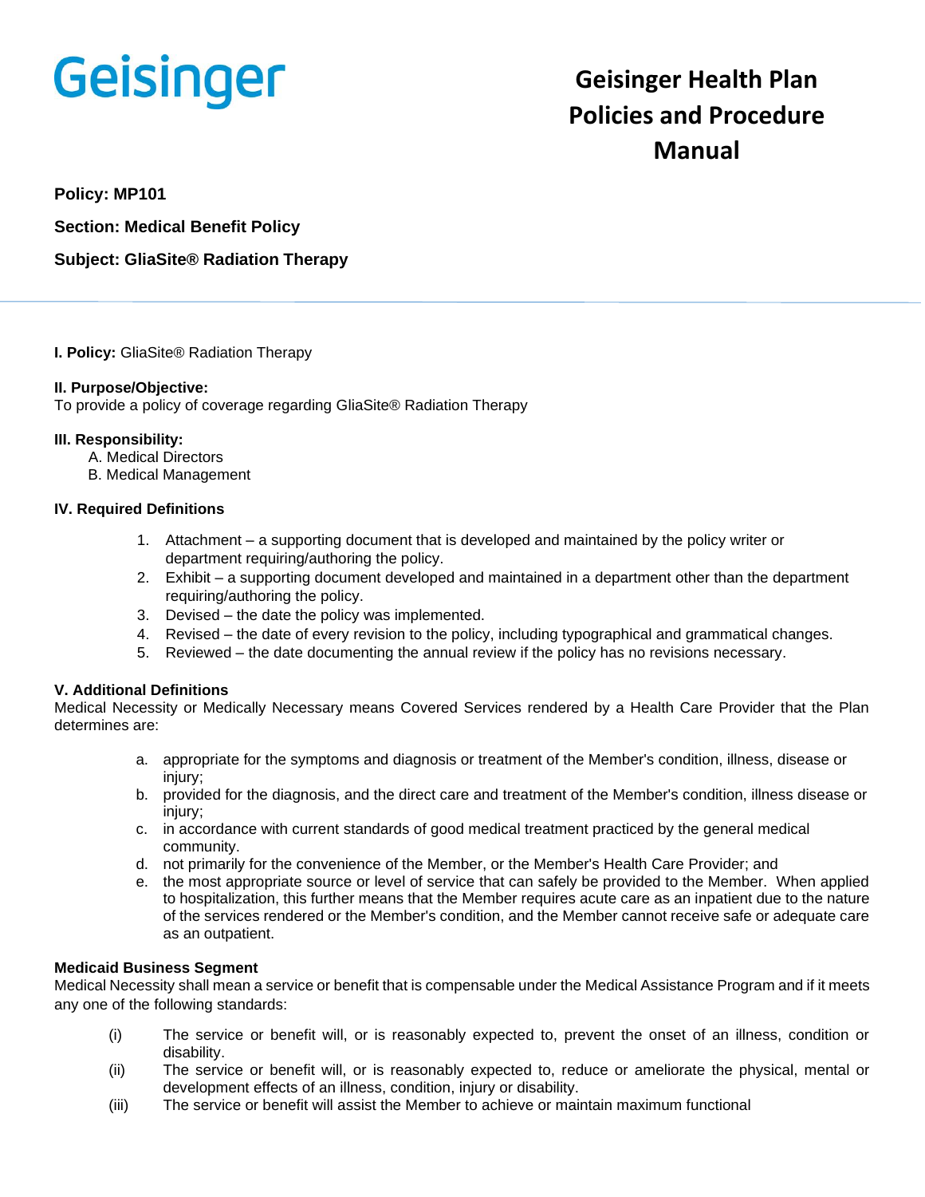# Geisinger

# Geisinger Health Plan Policies and Procedure Manual

**Policy: MP101**

**Section: Medical Benefit Policy**

**Subject: GliaSite® Radiation Therapy**

---

**I. Policy:** GliaSite® Radiation Therapy

**II. Purpose/Objective:**
To provide a policy of coverage regarding GliaSite® Radiation Therapy

**III. Responsibility:**

A. Medical Directors
B. Medical Management

**IV. Required Definitions**

1. Attachment – a supporting document that is developed and maintained by the policy writer or department requiring/authoring the policy.
2. Exhibit – a supporting document developed and maintained in a department other than the department requiring/authoring the policy.
3. Devised – the date the policy was implemented.
4. Revised – the date of every revision to the policy, including typographical and grammatical changes.
5. Reviewed – the date documenting the annual review if the policy has no revisions necessary.

**V. Additional Definitions**

Medical Necessity or Medically Necessary means Covered Services rendered by a Health Care Provider that the Plan determines are:

a. appropriate for the symptoms and diagnosis or treatment of the Member's condition, illness, disease or injury;
b. provided for the diagnosis, and the direct care and treatment of the Member's condition, illness disease or injury;
c. in accordance with current standards of good medical treatment practiced by the general medical community.
d. not primarily for the convenience of the Member, or the Member's Health Care Provider; and
e. the most appropriate source or level of service that can safely be provided to the Member. When applied to hospitalization, this further means that the Member requires acute care as an inpatient due to the nature of the services rendered or the Member's condition, and the Member cannot receive safe or adequate care as an outpatient.

**Medicaid Business Segment**

Medical Necessity shall mean a service or benefit that is compensable under the Medical Assistance Program and if it meets any one of the following standards:

(i) The service or benefit will, or is reasonably expected to, prevent the onset of an illness, condition or disability.
(ii) The service or benefit will, or is reasonably expected to, reduce or ameliorate the physical, mental or development effects of an illness, condition, injury or disability.
(iii) The service or benefit will assist the Member to achieve or maintain maximum functional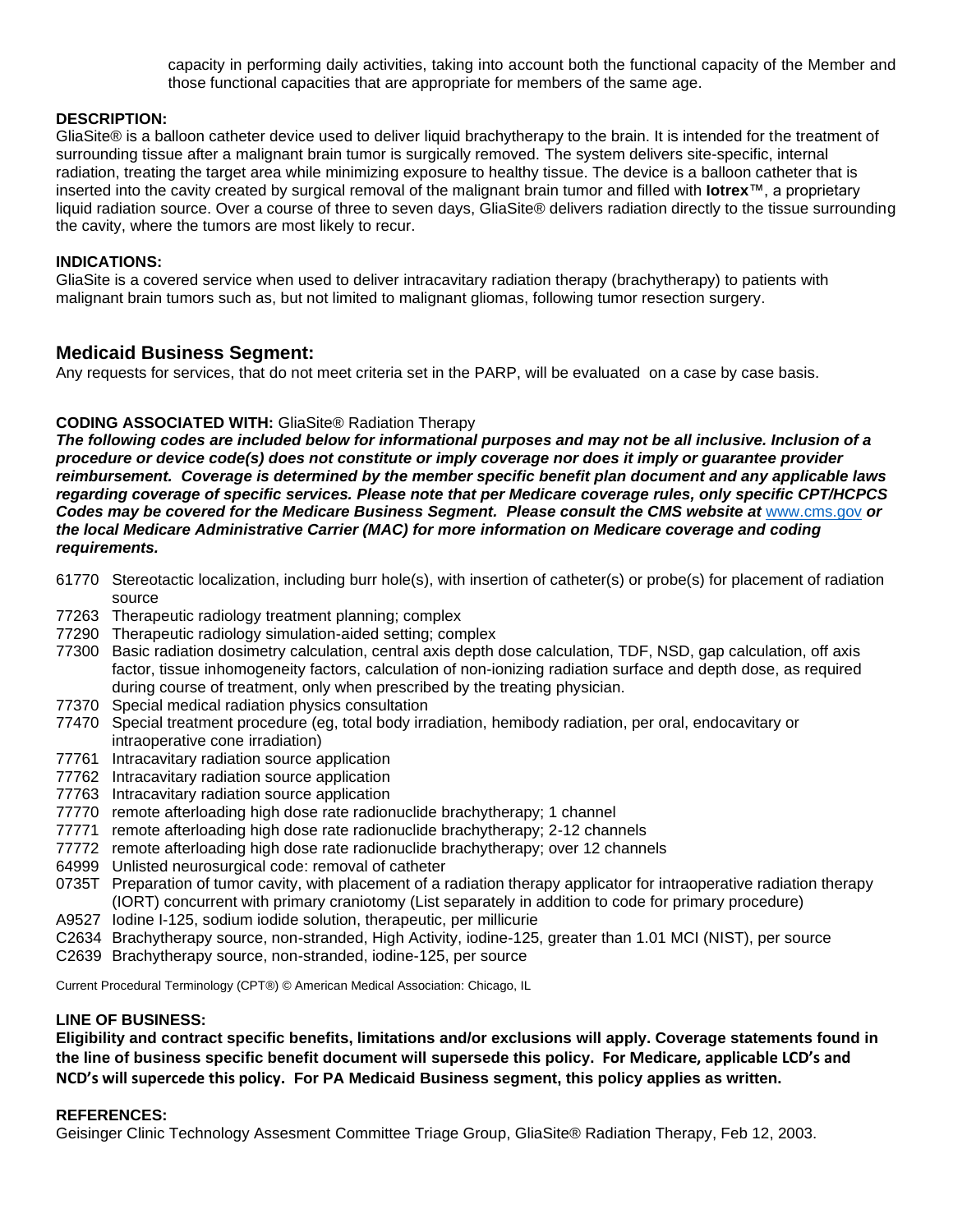capacity in performing daily activities, taking into account both the functional capacity of the Member and those functional capacities that are appropriate for members of the same age.

**DESCRIPTION:**
GliaSite® is a balloon catheter device used to deliver liquid brachytherapy to the brain. It is intended for the treatment of surrounding tissue after a malignant brain tumor is surgically removed. The system delivers site-specific, internal radiation, treating the target area while minimizing exposure to healthy tissue. The device is a balloon catheter that is inserted into the cavity created by surgical removal of the malignant brain tumor and filled with **Iotrex**™, a proprietary liquid radiation source. Over a course of three to seven days, GliaSite® delivers radiation directly to the tissue surrounding the cavity, where the tumors are most likely to recur.

**INDICATIONS:**
GliaSite is a covered service when used to deliver intracavitary radiation therapy (brachytherapy) to patients with malignant brain tumors such as, but not limited to malignant gliomas, following tumor resection surgery.

## Medicaid Business Segment:

Any requests for services, that do not meet criteria set in the PARP, will be evaluated on a case by case basis.

**CODING ASSOCIATED WITH:** GliaSite® Radiation Therapy
***The following codes are included below for informational purposes and may not be all inclusive. Inclusion of a procedure or device code(s) does not constitute or imply coverage nor does it imply or guarantee provider reimbursement. Coverage is determined by the member specific benefit plan document and any applicable laws regarding coverage of specific services. Please note that per Medicare coverage rules, only specific CPT/HCPCS Codes may be covered for the Medicare Business Segment. Please consult the CMS website at*** www.cms.gov ***or the local Medicare Administrative Carrier (MAC) for more information on Medicare coverage and coding requirements.***

- 61770 Stereotactic localization, including burr hole(s), with insertion of catheter(s) or probe(s) for placement of radiation source
- 77263 Therapeutic radiology treatment planning; complex
- 77290 Therapeutic radiology simulation-aided setting; complex
- 77300 Basic radiation dosimetry calculation, central axis depth dose calculation, TDF, NSD, gap calculation, off axis factor, tissue inhomogeneity factors, calculation of non-ionizing radiation surface and depth dose, as required during course of treatment, only when prescribed by the treating physician.
- 77370 Special medical radiation physics consultation
- 77470 Special treatment procedure (eg, total body irradiation, hemibody radiation, per oral, endocavitary or intraoperative cone irradiation)
- 77761 Intracavitary radiation source application
- 77762 Intracavitary radiation source application
- 77763 Intracavitary radiation source application
- 77770 remote afterloading high dose rate radionuclide brachytherapy; 1 channel
- 77771 remote afterloading high dose rate radionuclide brachytherapy; 2-12 channels
- 77772 remote afterloading high dose rate radionuclide brachytherapy; over 12 channels
- 64999 Unlisted neurosurgical code: removal of catheter
- 0735T Preparation of tumor cavity, with placement of a radiation therapy applicator for intraoperative radiation therapy (IORT) concurrent with primary craniotomy (List separately in addition to code for primary procedure)
- A9527 Iodine I-125, sodium iodide solution, therapeutic, per millicurie
- C2634 Brachytherapy source, non-stranded, High Activity, iodine-125, greater than 1.01 MCI (NIST), per source
- C2639 Brachytherapy source, non-stranded, iodine-125, per source

Current Procedural Terminology (CPT®) © American Medical Association: Chicago, IL

**LINE OF BUSINESS:**
**Eligibility and contract specific benefits, limitations and/or exclusions will apply. Coverage statements found in the line of business specific benefit document will supersede this policy. For Medicare, applicable LCD's and NCD's will supercede this policy. For PA Medicaid Business segment, this policy applies as written.**

**REFERENCES:**
Geisinger Clinic Technology Assesment Committee Triage Group, GliaSite® Radiation Therapy, Feb 12, 2003.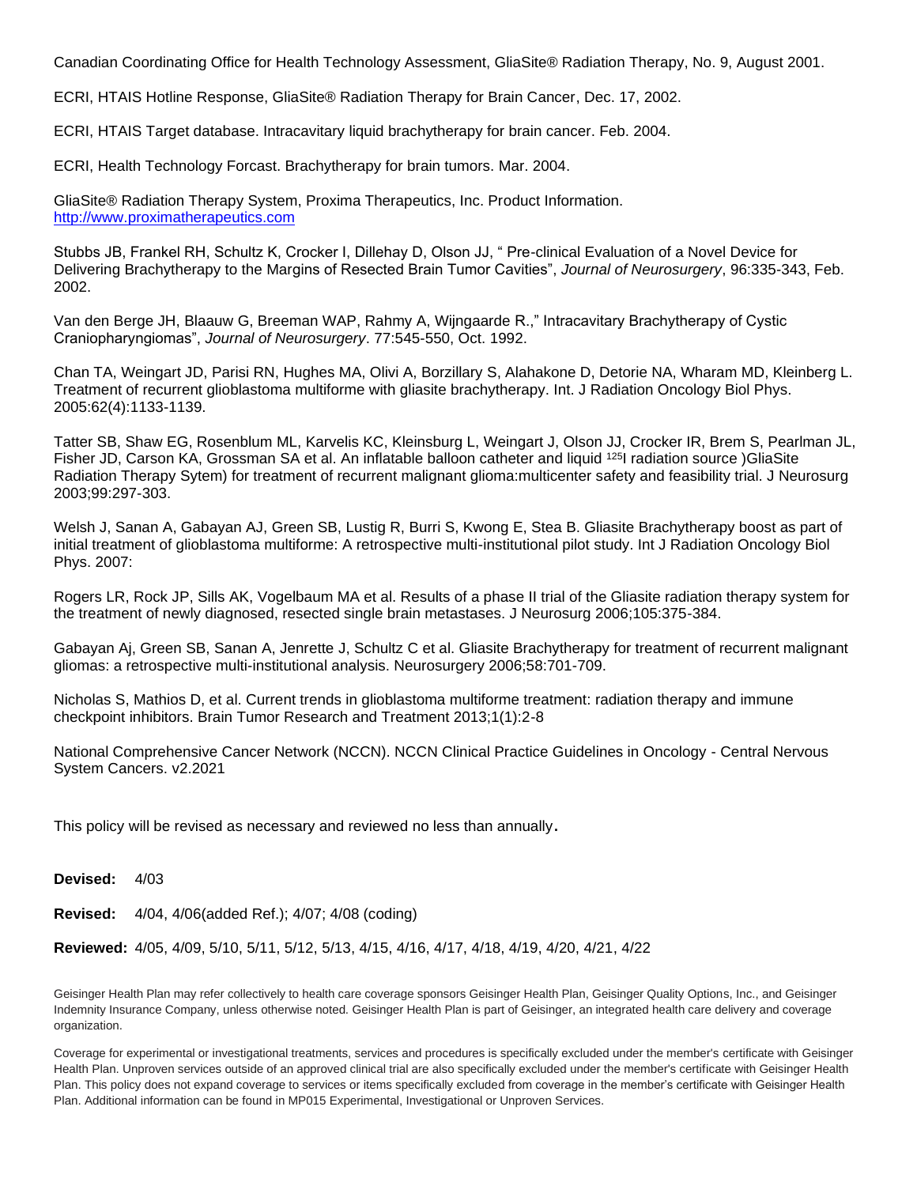Canadian Coordinating Office for Health Technology Assessment, GliaSite® Radiation Therapy, No. 9, August 2001.

ECRI, HTAIS Hotline Response, GliaSite® Radiation Therapy for Brain Cancer, Dec. 17, 2002.

ECRI, HTAIS Target database. Intracavitary liquid brachytherapy for brain cancer. Feb. 2004.

ECRI, Health Technology Forcast. Brachytherapy for brain tumors. Mar. 2004.

GliaSite® Radiation Therapy System, Proxima Therapeutics, Inc. Product Information. [http://www.proximatherapeutics.com](http://www.proximatherapeutics.com)

Stubbs JB, Frankel RH, Schultz K, Crocker I, Dillehay D, Olson JJ, " Pre-clinical Evaluation of a Novel Device for Delivering Brachytherapy to the Margins of Resected Brain Tumor Cavities", *Journal of Neurosurgery*, 96:335-343, Feb. 2002.

Van den Berge JH, Blaauw G, Breeman WAP, Rahmy A, Wijngaarde R.," Intracavitary Brachytherapy of Cystic Craniopharyngiomas", *Journal of Neurosurgery*. 77:545-550, Oct. 1992.

Chan TA, Weingart JD, Parisi RN, Hughes MA, Olivi A, Borzillary S, Alahakone D, Detorie NA, Wharam MD, Kleinberg L. Treatment of recurrent glioblastoma multiforme with gliasite brachytherapy. Int. J Radiation Oncology Biol Phys. 2005:62(4):1133-1139.

Tatter SB, Shaw EG, Rosenblum ML, Karvelis KC, Kleinsburg L, Weingart J, Olson JJ, Crocker IR, Brem S, Pearlman JL, Fisher JD, Carson KA, Grossman SA et al. An inflatable balloon catheter and liquid $^{125}$I radiation source )GliaSite Radiation Therapy Sytem) for treatment of recurrent malignant glioma:multicenter safety and feasibility trial. J Neurosurg 2003;99:297-303.

Welsh J, Sanan A, Gabayan AJ, Green SB, Lustig R, Burri S, Kwong E, Stea B. Gliasite Brachytherapy boost as part of initial treatment of glioblastoma multiforme: A retrospective multi-institutional pilot study. Int J Radiation Oncology Biol Phys. 2007:

Rogers LR, Rock JP, Sills AK, Vogelbaum MA et al. Results of a phase II trial of the Gliasite radiation therapy system for the treatment of newly diagnosed, resected single brain metastases. J Neurosurg 2006;105:375-384.

Gabayan Aj, Green SB, Sanan A, Jenrette J, Schultz C et al. Gliasite Brachytherapy for treatment of recurrent malignant gliomas: a retrospective multi-institutional analysis. Neurosurgery 2006;58:701-709.

Nicholas S, Mathios D, et al. Current trends in glioblastoma multiforme treatment: radiation therapy and immune checkpoint inhibitors. Brain Tumor Research and Treatment 2013;1(1):2-8

National Comprehensive Cancer Network (NCCN). NCCN Clinical Practice Guidelines in Oncology - Central Nervous System Cancers. v2.2021

This policy will be revised as necessary and reviewed no less than annually.

**Devised:** 4/03

**Revised:** 4/04, 4/06(added Ref.); 4/07; 4/08 (coding)

**Reviewed:** 4/05, 4/09, 5/10, 5/11, 5/12, 5/13, 4/15, 4/16, 4/17, 4/18, 4/19, 4/20, 4/21, 4/22

Geisinger Health Plan may refer collectively to health care coverage sponsors Geisinger Health Plan, Geisinger Quality Options, Inc., and Geisinger Indemnity Insurance Company, unless otherwise noted. Geisinger Health Plan is part of Geisinger, an integrated health care delivery and coverage organization.

Coverage for experimental or investigational treatments, services and procedures is specifically excluded under the member's certificate with Geisinger Health Plan. Unproven services outside of an approved clinical trial are also specifically excluded under the member's certificate with Geisinger Health Plan. This policy does not expand coverage to services or items specifically excluded from coverage in the member's certificate with Geisinger Health Plan. Additional information can be found in MP015 Experimental, Investigational or Unproven Services.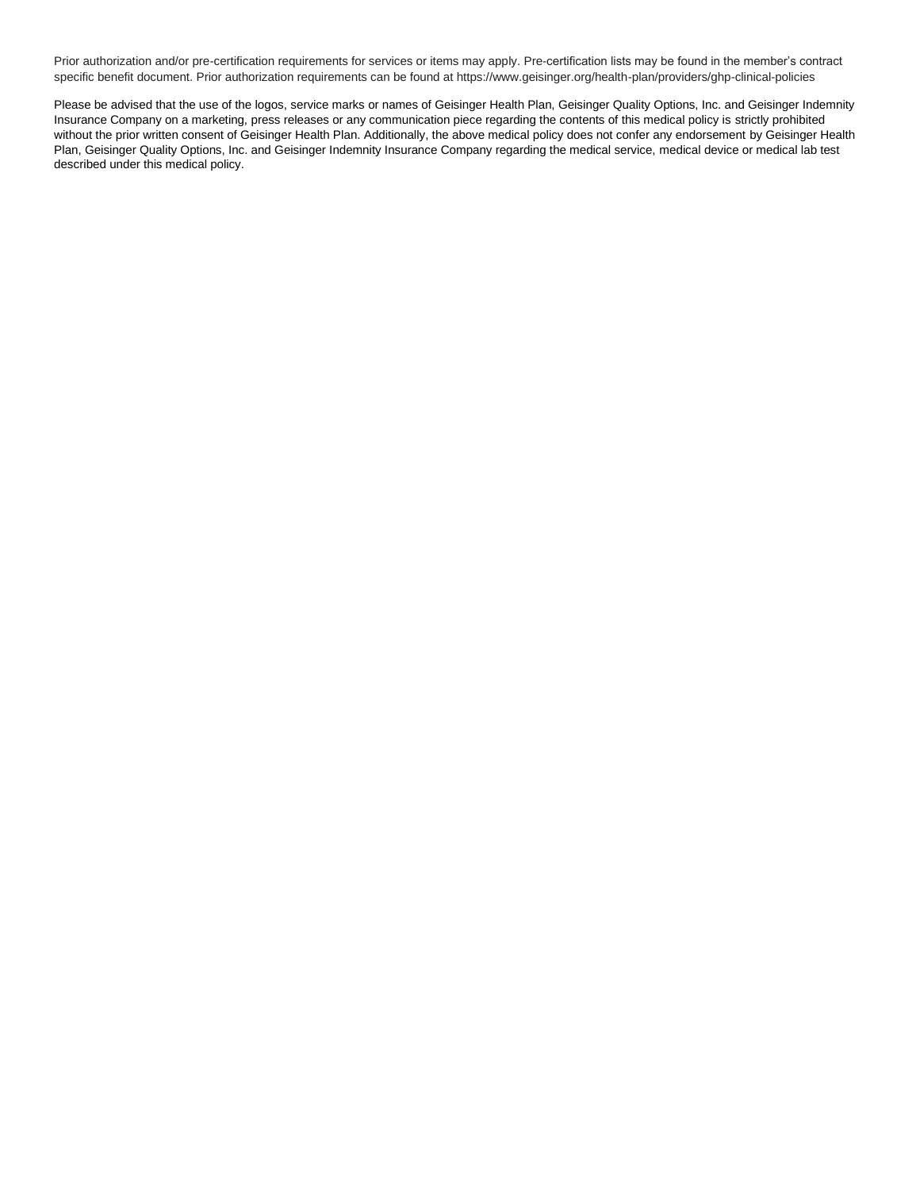Prior authorization and/or pre-certification requirements for services or items may apply. Pre-certification lists may be found in the member's contract specific benefit document. Prior authorization requirements can be found at https://www.geisinger.org/health-plan/providers/ghp-clinical-policies

Please be advised that the use of the logos, service marks or names of Geisinger Health Plan, Geisinger Quality Options, Inc. and Geisinger Indemnity Insurance Company on a marketing, press releases or any communication piece regarding the contents of this medical policy is strictly prohibited without the prior written consent of Geisinger Health Plan. Additionally, the above medical policy does not confer any endorsement by Geisinger Health Plan, Geisinger Quality Options, Inc. and Geisinger Indemnity Insurance Company regarding the medical service, medical device or medical lab test described under this medical policy.